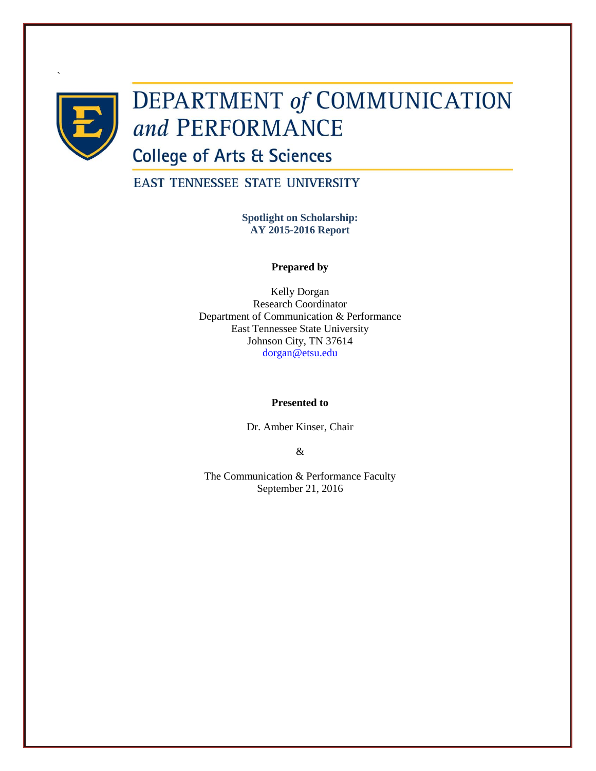`

# DEPARTMENT *of* COMMUNICATION *and* PERFORMANCE

## College of Arts & Sciences

EAST TENNESSEE STATE UNIVERSITY

**Spotlight on Scholarship:**
**AY 2015-2016 Report**

**Prepared by**

Kelly Dorgan
Research Coordinator
Department of Communication & Performance
East Tennessee State University
Johnson City, TN 37614
dorgan@etsu.edu

**Presented to**

Dr. Amber Kinser, Chair

&

The Communication & Performance Faculty
September 21, 2016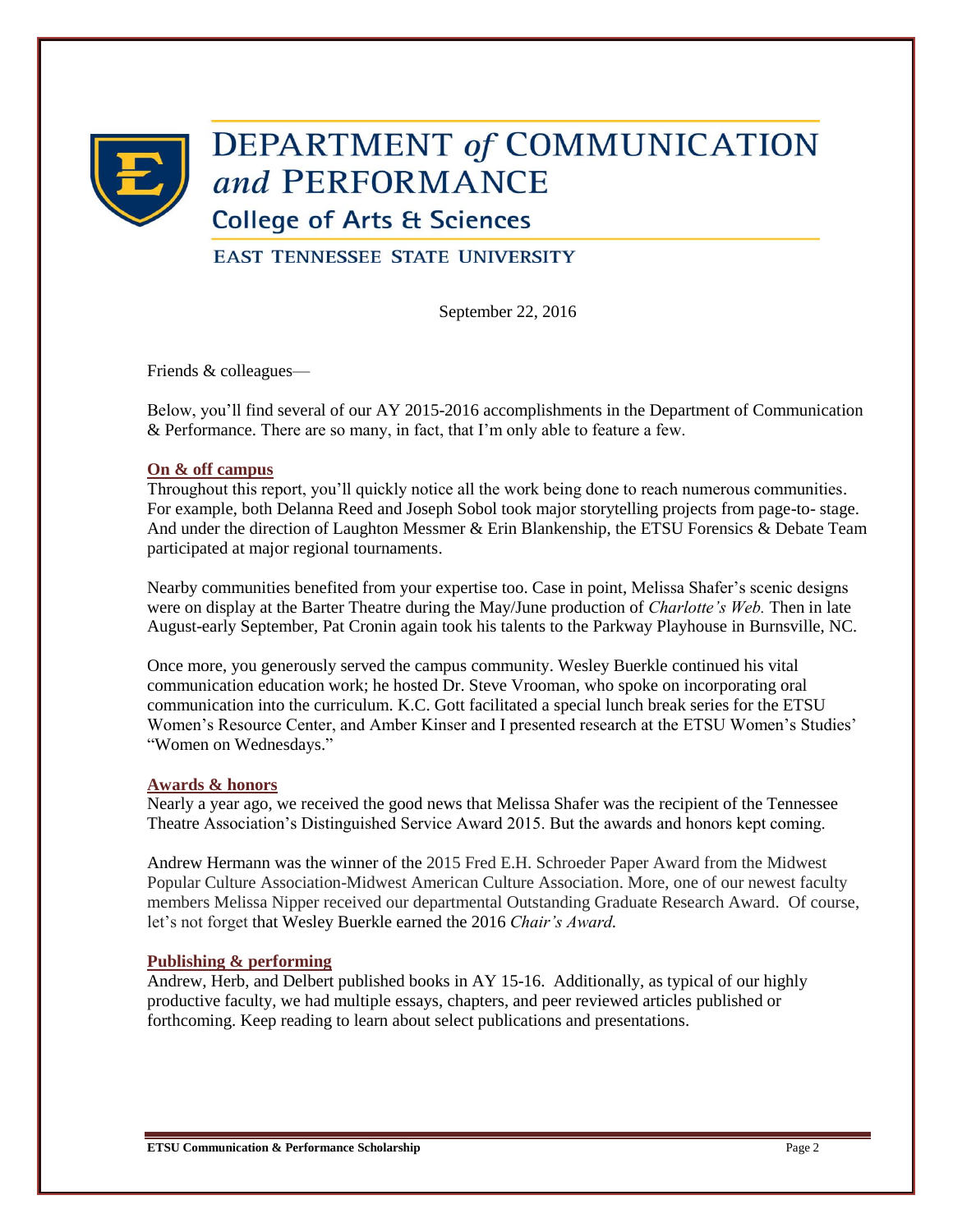# DEPARTMENT *of* COMMUNICATION *and* PERFORMANCE

## College of Arts & Sciences

EAST TENNESSEE STATE UNIVERSITY

September 22, 2016

Friends & colleagues—

Below, you'll find several of our AY 2015-2016 accomplishments in the Department of Communication & Performance. There are so many, in fact, that I'm only able to feature a few.

### On & off campus

Throughout this report, you'll quickly notice all the work being done to reach numerous communities. For example, both Delanna Reed and Joseph Sobol took major storytelling projects from page-to- stage. And under the direction of Laughton Messmer & Erin Blankenship, the ETSU Forensics & Debate Team participated at major regional tournaments.

Nearby communities benefited from your expertise too. Case in point, Melissa Shafer's scenic designs were on display at the Barter Theatre during the May/June production of *Charlotte's Web.* Then in late August-early September, Pat Cronin again took his talents to the Parkway Playhouse in Burnsville, NC.

Once more, you generously served the campus community. Wesley Buerkle continued his vital communication education work; he hosted Dr. Steve Vrooman, who spoke on incorporating oral communication into the curriculum. K.C. Gott facilitated a special lunch break series for the ETSU Women's Resource Center, and Amber Kinser and I presented research at the ETSU Women's Studies' "Women on Wednesdays."

### Awards & honors

Nearly a year ago, we received the good news that Melissa Shafer was the recipient of the Tennessee Theatre Association's Distinguished Service Award 2015. But the awards and honors kept coming.

Andrew Hermann was the winner of the 2015 Fred E.H. Schroeder Paper Award from the Midwest Popular Culture Association-Midwest American Culture Association. More, one of our newest faculty members Melissa Nipper received our departmental Outstanding Graduate Research Award. Of course, let's not forget that Wesley Buerkle earned the 2016 *Chair's Award.*

### Publishing & performing

Andrew, Herb, and Delbert published books in AY 15-16. Additionally, as typical of our highly productive faculty, we had multiple essays, chapters, and peer reviewed articles published or forthcoming. Keep reading to learn about select publications and presentations.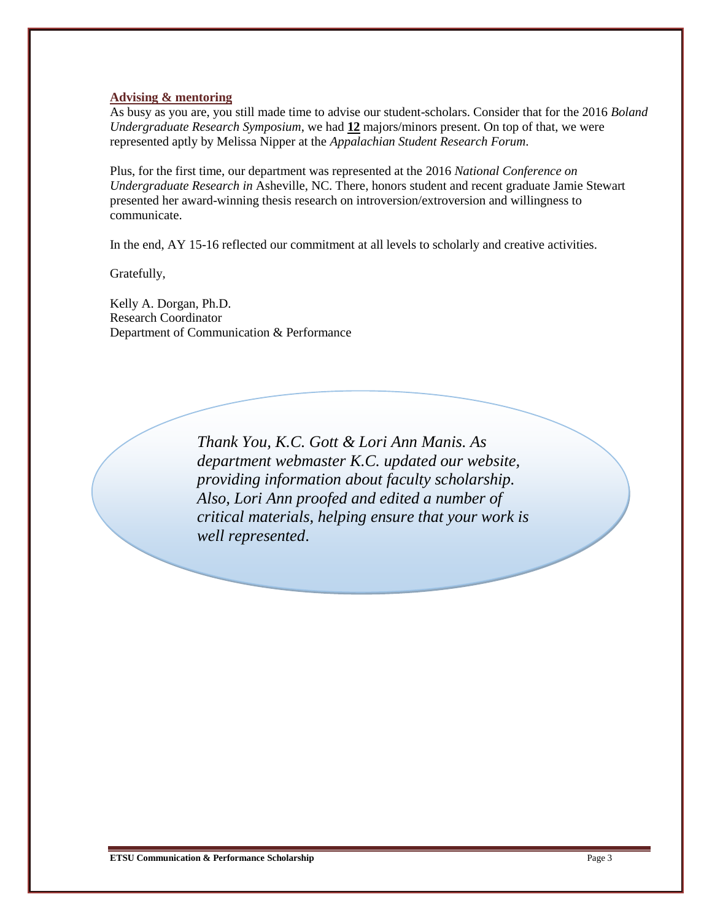## **Advising & mentoring**

As busy as you are, you still made time to advise our student-scholars. Consider that for the 2016 *Boland Undergraduate Research Symposium*, we had **12** majors/minors present. On top of that, we were represented aptly by Melissa Nipper at the *Appalachian Student Research Forum*.

Plus, for the first time, our department was represented at the 2016 *National Conference on Undergraduate Research in* Asheville, NC. There, honors student and recent graduate Jamie Stewart presented her award-winning thesis research on introversion/extroversion and willingness to communicate.

In the end, AY 15-16 reflected our commitment at all levels to scholarly and creative activities.

Gratefully,

Kelly A. Dorgan, Ph.D.
Research Coordinator
Department of Communication & Performance

*Thank You, K.C. Gott & Lori Ann Manis. As department webmaster K.C. updated our website, providing information about faculty scholarship. Also, Lori Ann proofed and edited a number of critical materials, helping ensure that your work is well represented*.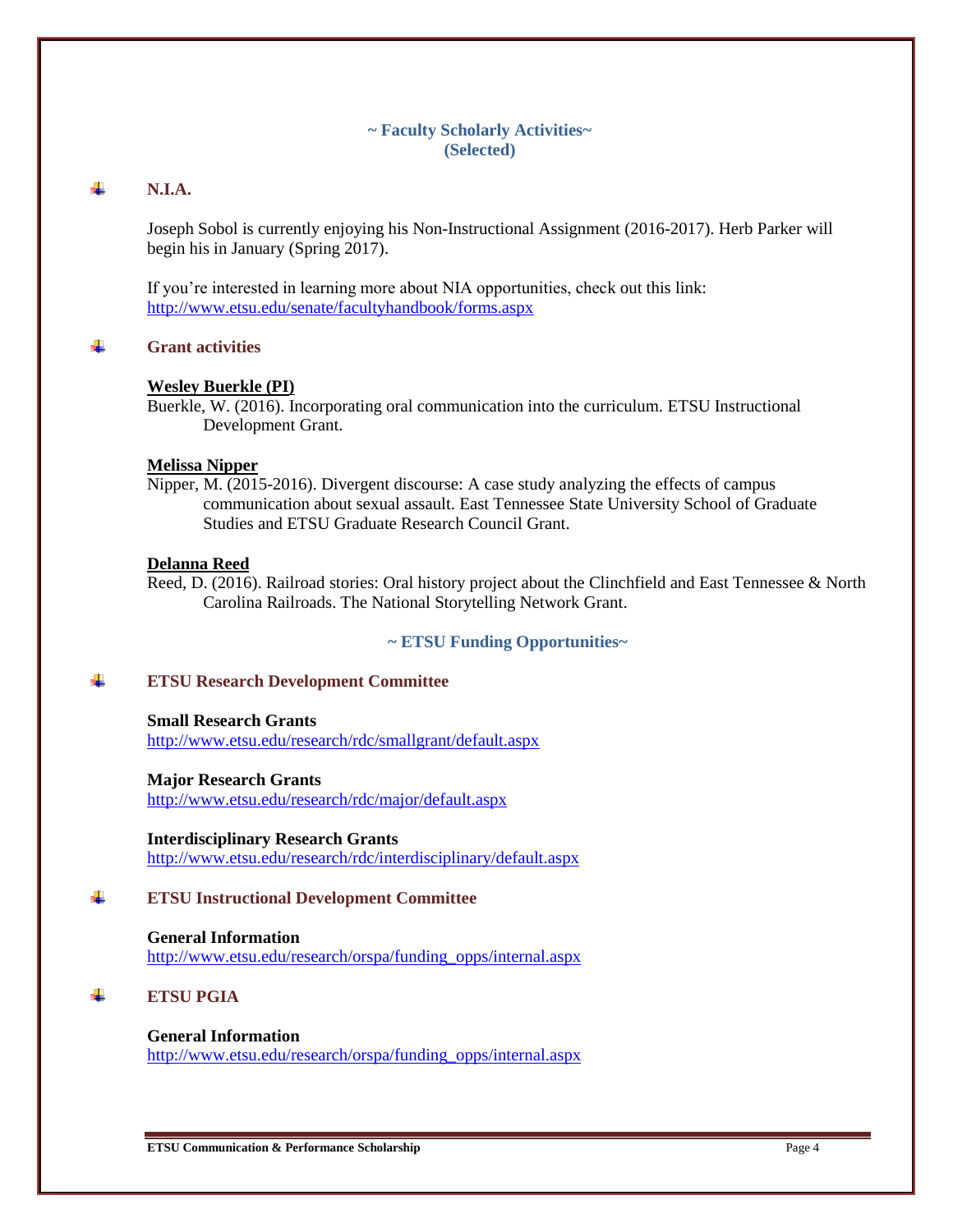## ~ Faculty Scholarly Activities~
## (Selected)

### N.I.A.

Joseph Sobol is currently enjoying his Non-Instructional Assignment (2016-2017). Herb Parker will begin his in January (Spring 2017).

If you're interested in learning more about NIA opportunities, check out this link: http://www.etsu.edu/senate/facultyhandbook/forms.aspx

### Grant activities

**Wesley Buerkle (PI)**

Buerkle, W. (2016). Incorporating oral communication into the curriculum. ETSU Instructional Development Grant.

**Melissa Nipper**

Nipper, M. (2015-2016). Divergent discourse: A case study analyzing the effects of campus communication about sexual assault. East Tennessee State University School of Graduate Studies and ETSU Graduate Research Council Grant.

**Delanna Reed**

Reed, D. (2016). Railroad stories: Oral history project about the Clinchfield and East Tennessee & North Carolina Railroads. The National Storytelling Network Grant.

## ~ ETSU Funding Opportunities~

### ETSU Research Development Committee

**Small Research Grants**
http://www.etsu.edu/research/rdc/smallgrant/default.aspx

**Major Research Grants**
http://www.etsu.edu/research/rdc/major/default.aspx

**Interdisciplinary Research Grants**
http://www.etsu.edu/research/rdc/interdisciplinary/default.aspx

### ETSU Instructional Development Committee

**General Information**
http://www.etsu.edu/research/orspa/funding_opps/internal.aspx

### ETSU PGIA

**General Information**
http://www.etsu.edu/research/orspa/funding_opps/internal.aspx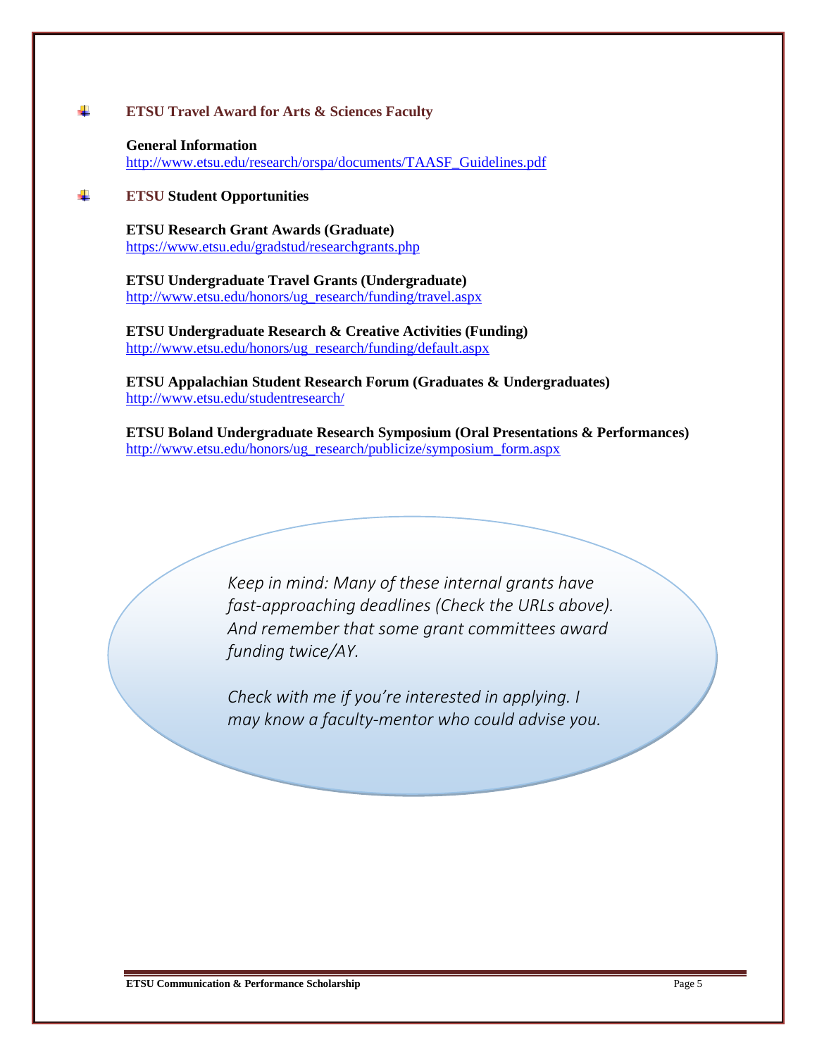## ETSU Travel Award for Arts & Sciences Faculty

**General Information**
http://www.etsu.edu/research/orspa/documents/TAASF_Guidelines.pdf

## ETSU Student Opportunities

**ETSU Research Grant Awards (Graduate)**
https://www.etsu.edu/gradstud/researchgrants.php

**ETSU Undergraduate Travel Grants (Undergraduate)**
http://www.etsu.edu/honors/ug_research/funding/travel.aspx

**ETSU Undergraduate Research & Creative Activities (Funding)**
http://www.etsu.edu/honors/ug_research/funding/default.aspx

**ETSU Appalachian Student Research Forum (Graduates & Undergraduates)**
http://www.etsu.edu/studentresearch/

**ETSU Boland Undergraduate Research Symposium (Oral Presentations & Performances)**
http://www.etsu.edu/honors/ug_research/publicize/symposium_form.aspx

*Keep in mind: Many of these internal grants have fast-approaching deadlines (Check the URLs above). And remember that some grant committees award funding twice/AY.*

*Check with me if you're interested in applying. I may know a faculty-mentor who could advise you.*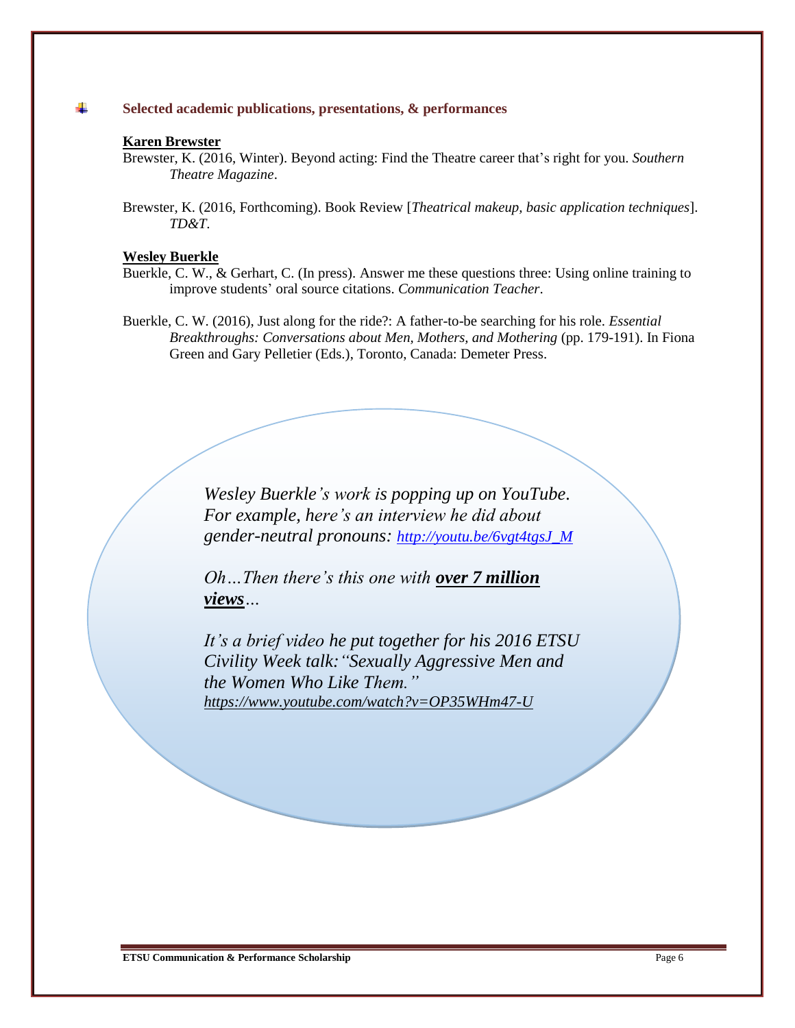## Selected academic publications, presentations, & performances

**Karen Brewster**

Brewster, K. (2016, Winter). Beyond acting: Find the Theatre career that's right for you. *Southern Theatre Magazine*.

Brewster, K. (2016, Forthcoming). Book Review [*Theatrical makeup, basic application techniques*]. *TD&T*.

**Wesley Buerkle**

Buerkle, C. W., & Gerhart, C. (In press). Answer me these questions three: Using online training to improve students' oral source citations. *Communication Teacher*.

Buerkle, C. W. (2016), Just along for the ride?: A father-to-be searching for his role. *Essential Breakthroughs: Conversations about Men, Mothers, and Mothering* (pp. 179-191). In Fiona Green and Gary Pelletier (Eds.), Toronto, Canada: Demeter Press.

*Wesley Buerkle's work is popping up on YouTube. For example, here's an interview he did about gender-neutral pronouns: http://youtu.be/6vgt4tgsJ_M*

*Oh…Then there's this one with* ***over 7 million views****…*

*It's a brief video he put together for his 2016 ETSU Civility Week talk: "Sexually Aggressive Men and the Women Who Like Them."*
*https://www.youtube.com/watch?v=OP35WHm47-U*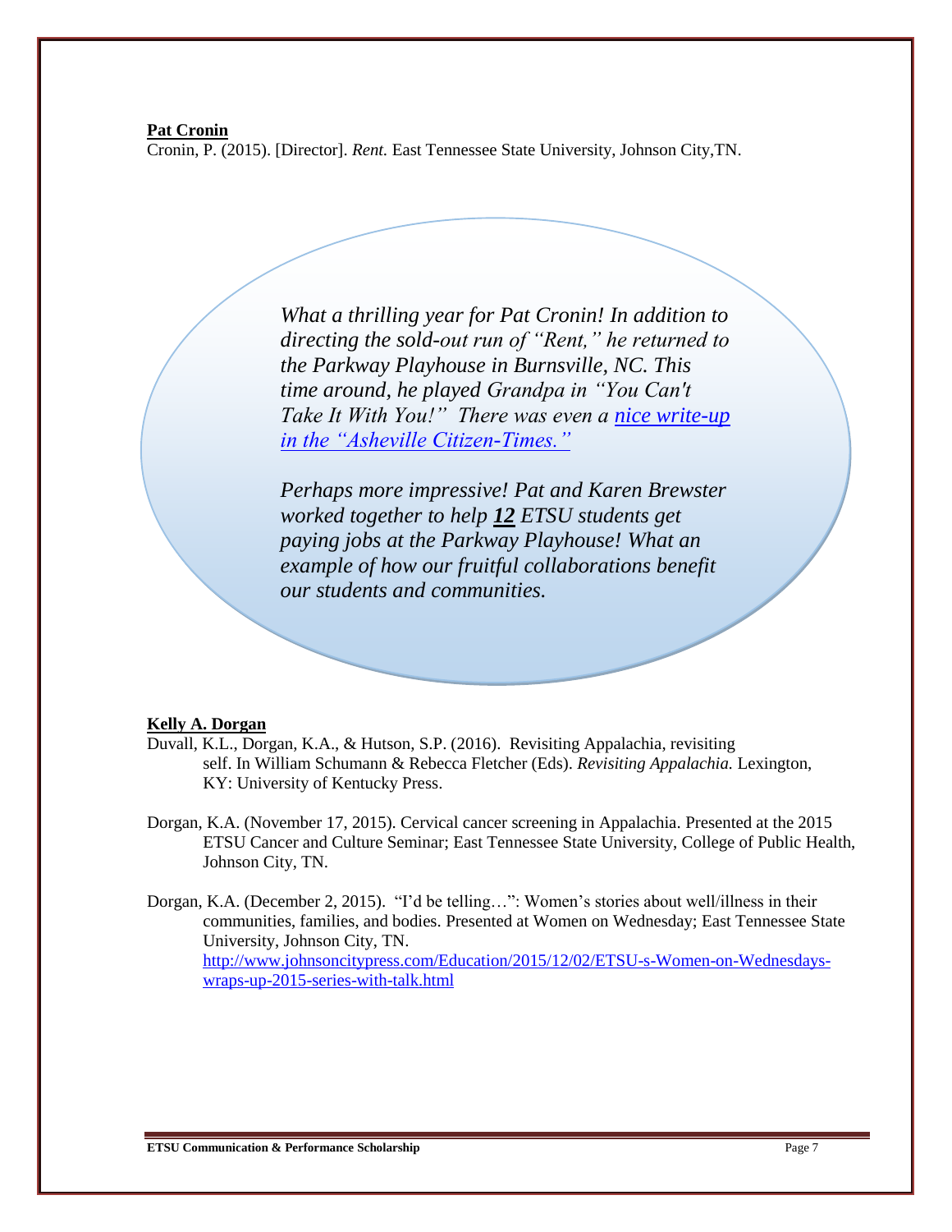**Pat Cronin**

Cronin, P. (2015). [Director]. *Rent.* East Tennessee State University, Johnson City,TN.

*What a thrilling year for Pat Cronin! In addition to directing the sold-out run of "Rent," he returned to the Parkway Playhouse in Burnsville, NC. This time around, he played Grandpa in "You Can't Take It With You!" There was even a [nice write-up in the "Asheville Citizen-Times."]*

*Perhaps more impressive! Pat and Karen Brewster worked together to help **12** ETSU students get paying jobs at the Parkway Playhouse! What an example of how our fruitful collaborations benefit our students and communities.*

**Kelly A. Dorgan**

Duvall, K.L., Dorgan, K.A., & Hutson, S.P. (2016). Revisiting Appalachia, revisiting self. In William Schumann & Rebecca Fletcher (Eds). *Revisiting Appalachia.* Lexington, KY: University of Kentucky Press.

Dorgan, K.A. (November 17, 2015). Cervical cancer screening in Appalachia. Presented at the 2015 ETSU Cancer and Culture Seminar; East Tennessee State University, College of Public Health, Johnson City, TN.

Dorgan, K.A. (December 2, 2015). "I'd be telling…": Women's stories about well/illness in their communities, families, and bodies. Presented at Women on Wednesday; East Tennessee State University, Johnson City, TN. http://www.johnsoncitypress.com/Education/2015/12/02/ETSU-s-Women-on-Wednesdays-wraps-up-2015-series-with-talk.html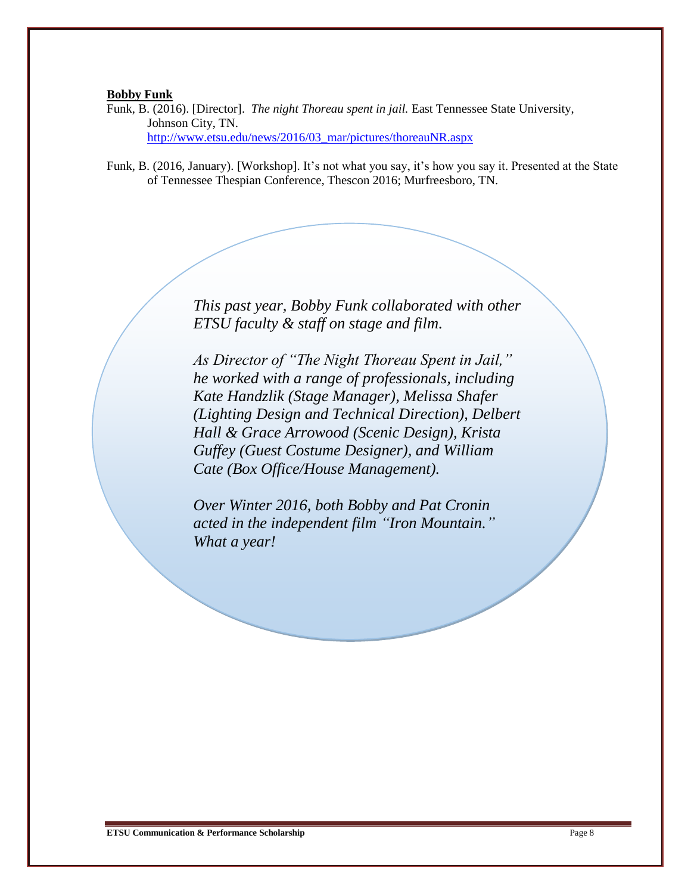**Bobby Funk**

Funk, B. (2016). [Director]. *The night Thoreau spent in jail.* East Tennessee State University, Johnson City, TN. http://www.etsu.edu/news/2016/03_mar/pictures/thoreauNR.aspx

Funk, B. (2016, January). [Workshop]. It's not what you say, it's how you say it. Presented at the State of Tennessee Thespian Conference, Thescon 2016; Murfreesboro, TN.

*This past year, Bobby Funk collaborated with other ETSU faculty & staff on stage and film.*

*As Director of "The Night Thoreau Spent in Jail," he worked with a range of professionals, including Kate Handzlik (Stage Manager), Melissa Shafer (Lighting Design and Technical Direction), Delbert Hall & Grace Arrowood (Scenic Design), Krista Guffey (Guest Costume Designer), and William Cate (Box Office/House Management).*

*Over Winter 2016, both Bobby and Pat Cronin acted in the independent film "Iron Mountain." What a year!*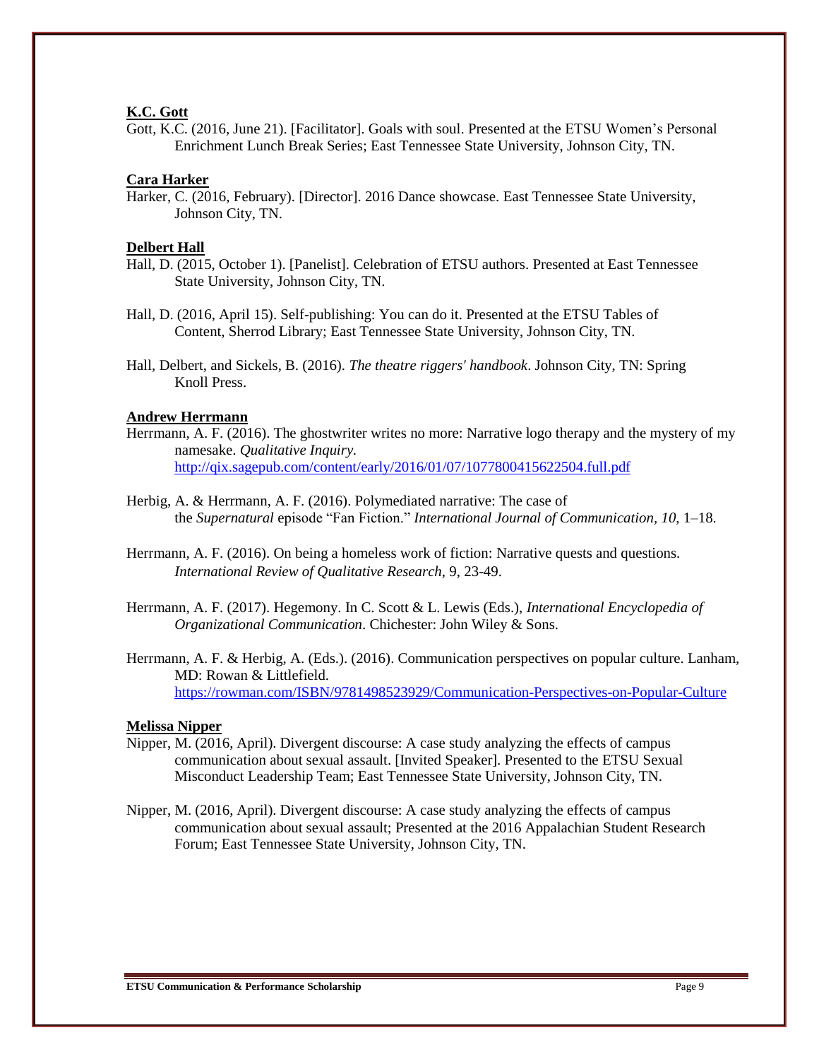**K.C. Gott**

Gott, K.C. (2016, June 21). [Facilitator]. Goals with soul. Presented at the ETSU Women's Personal Enrichment Lunch Break Series; East Tennessee State University, Johnson City, TN.

**Cara Harker**

Harker, C. (2016, February). [Director]. 2016 Dance showcase. East Tennessee State University, Johnson City, TN.

**Delbert Hall**

Hall, D. (2015, October 1). [Panelist]. Celebration of ETSU authors. Presented at East Tennessee State University, Johnson City, TN.

Hall, D. (2016, April 15). Self-publishing: You can do it. Presented at the ETSU Tables of Content, Sherrod Library; East Tennessee State University, Johnson City, TN.

Hall, Delbert, and Sickels, B. (2016). *The theatre riggers' handbook*. Johnson City, TN: Spring Knoll Press.

**Andrew Herrmann**

Herrmann, A. F. (2016). The ghostwriter writes no more: Narrative logo therapy and the mystery of my namesake. *Qualitative Inquiry.* http://qix.sagepub.com/content/early/2016/01/07/1077800415622504.full.pdf

Herbig, A. & Herrmann, A. F. (2016). Polymediated narrative: The case of the *Supernatural* episode "Fan Fiction." *International Journal of Communication, 10*, 1–18.

Herrmann, A. F. (2016). On being a homeless work of fiction: Narrative quests and questions. *International Review of Qualitative Research,* 9, 23-49.

Herrmann, A. F. (2017). Hegemony. In C. Scott & L. Lewis (Eds.), *International Encyclopedia of Organizational Communication*. Chichester: John Wiley & Sons.

Herrmann, A. F. & Herbig, A. (Eds.). (2016). Communication perspectives on popular culture. Lanham, MD: Rowan & Littlefield. https://rowman.com/ISBN/9781498523929/Communication-Perspectives-on-Popular-Culture

**Melissa Nipper**

Nipper, M. (2016, April). Divergent discourse: A case study analyzing the effects of campus communication about sexual assault. [Invited Speaker]. Presented to the ETSU Sexual Misconduct Leadership Team; East Tennessee State University, Johnson City, TN.

Nipper, M. (2016, April). Divergent discourse: A case study analyzing the effects of campus communication about sexual assault; Presented at the 2016 Appalachian Student Research Forum; East Tennessee State University, Johnson City, TN.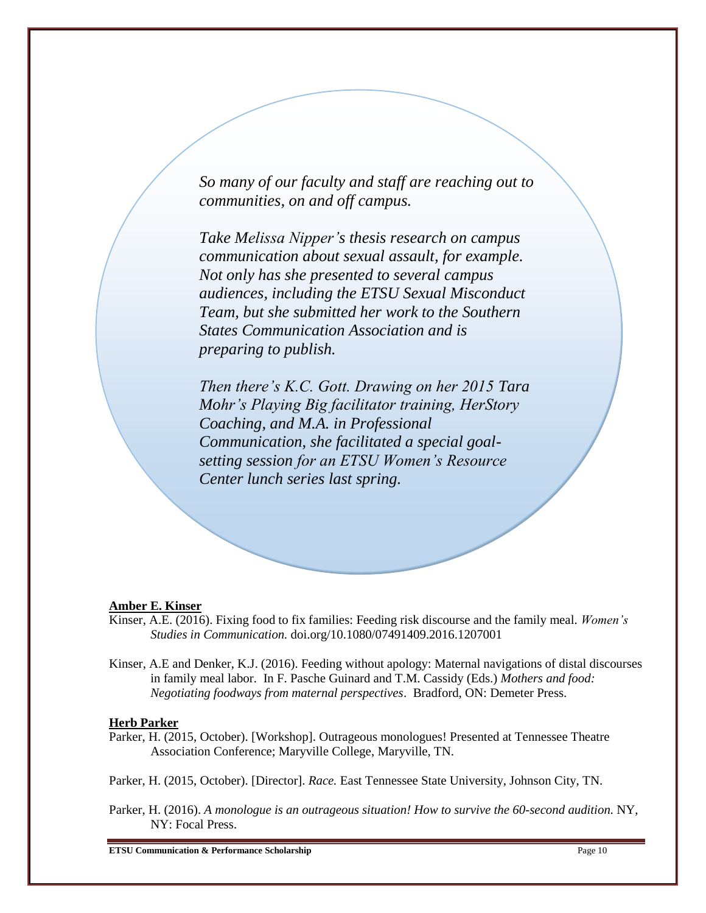*So many of our faculty and staff are reaching out to communities, on and off campus.*

*Take Melissa Nipper's thesis research on campus communication about sexual assault, for example. Not only has she presented to several campus audiences, including the ETSU Sexual Misconduct Team, but she submitted her work to the Southern States Communication Association and is preparing to publish.*

*Then there's K.C. Gott. Drawing on her 2015 Tara Mohr's Playing Big facilitator training, HerStory Coaching, and M.A. in Professional Communication, she facilitated a special goal-setting session for an ETSU Women's Resource Center lunch series last spring.*

**Amber E. Kinser**

Kinser, A.E. (2016). Fixing food to fix families: Feeding risk discourse and the family meal. *Women's Studies in Communication.* doi.org/10.1080/07491409.2016.1207001

Kinser, A.E and Denker, K.J. (2016). Feeding without apology: Maternal navigations of distal discourses in family meal labor. In F. Pasche Guinard and T.M. Cassidy (Eds.) *Mothers and food: Negotiating foodways from maternal perspectives*. Bradford, ON: Demeter Press.

**Herb Parker**

Parker, H. (2015, October). [Workshop]. Outrageous monologues! Presented at Tennessee Theatre Association Conference; Maryville College, Maryville, TN.

Parker, H. (2015, October). [Director]. *Race.* East Tennessee State University, Johnson City, TN.

Parker, H. (2016). *A monologue is an outrageous situation! How to survive the 60-second audition.* NY, NY: Focal Press.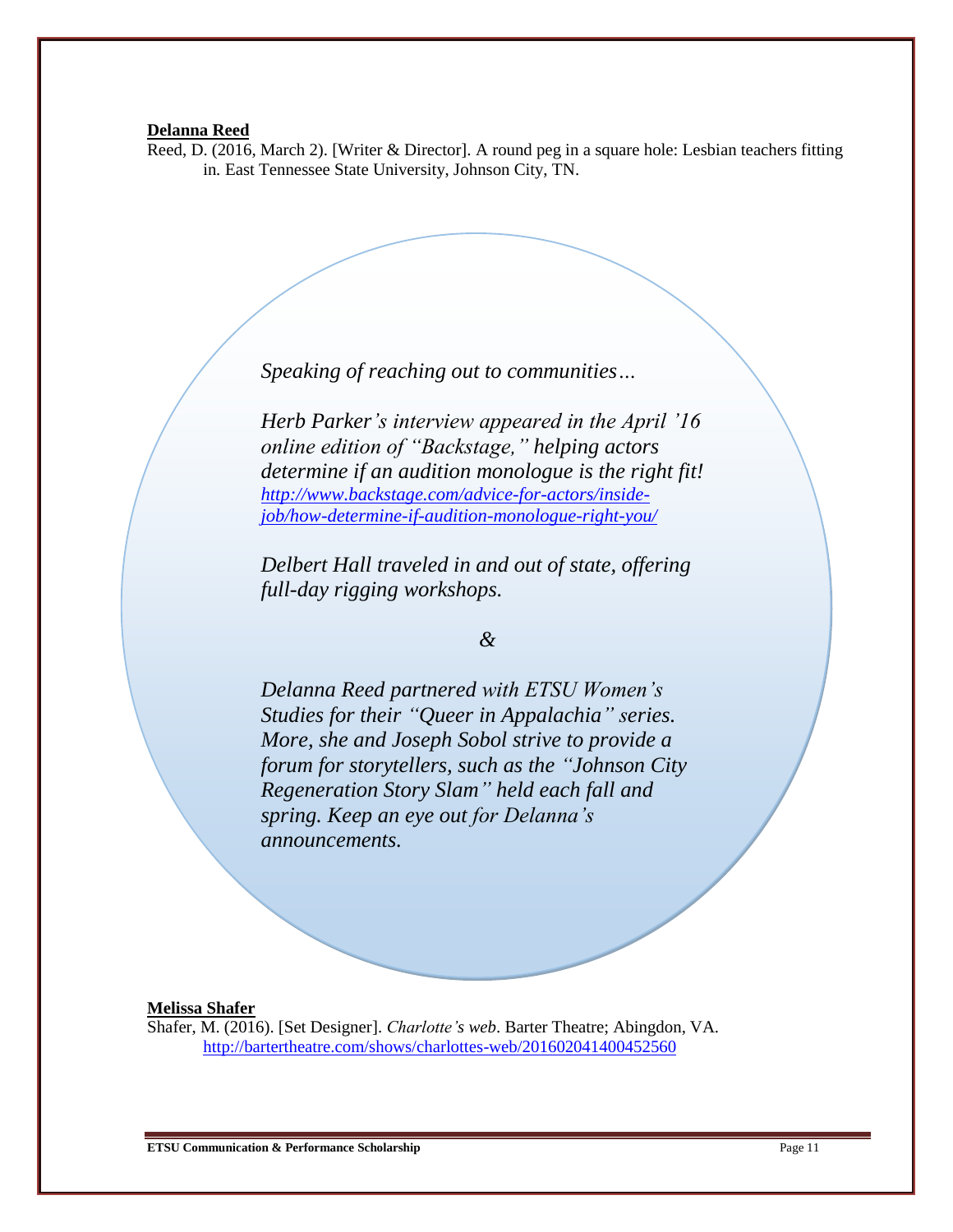**Delanna Reed**

Reed, D. (2016, March 2). [Writer & Director]. A round peg in a square hole: Lesbian teachers fitting in. East Tennessee State University, Johnson City, TN.

*Speaking of reaching out to communities…*

*Herb Parker's interview appeared in the April '16 online edition of "Backstage," helping actors determine if an audition monologue is the right fit!* *http://www.backstage.com/advice-for-actors/inside-job/how-determine-if-audition-monologue-right-you/*

*Delbert Hall traveled in and out of state, offering full-day rigging workshops.*

*&*

*Delanna Reed partnered with ETSU Women's Studies for their "Queer in Appalachia" series. More, she and Joseph Sobol strive to provide a forum for storytellers, such as the "Johnson City Regeneration Story Slam" held each fall and spring. Keep an eye out for Delanna's announcements.*

**Melissa Shafer**

Shafer, M. (2016). [Set Designer]. *Charlotte's web*. Barter Theatre; Abingdon, VA. http://bartertheatre.com/shows/charlottes-web/201602041400452560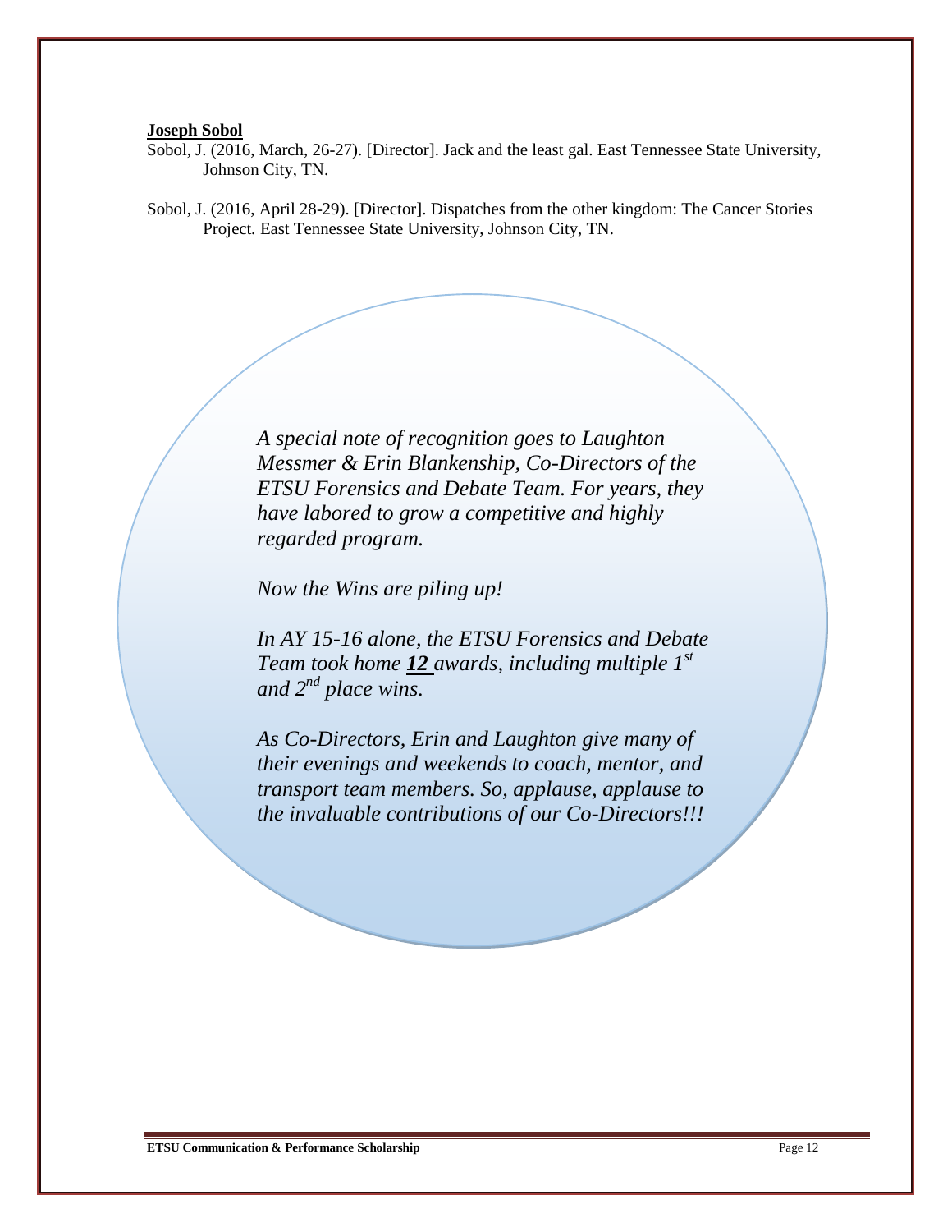**Joseph Sobol**

Sobol, J. (2016, March, 26-27). [Director]. Jack and the least gal. East Tennessee State University, Johnson City, TN.

Sobol, J. (2016, April 28-29). [Director]. Dispatches from the other kingdom: The Cancer Stories Project. East Tennessee State University, Johnson City, TN.

*A special note of recognition goes to Laughton Messmer & Erin Blankenship, Co-Directors of the ETSU Forensics and Debate Team. For years, they have labored to grow a competitive and highly regarded program.*

*Now the Wins are piling up!*

*In AY 15-16 alone, the ETSU Forensics and Debate Team took home* ***12*** *awards, including multiple 1st and 2nd place wins.*

*As Co-Directors, Erin and Laughton give many of their evenings and weekends to coach, mentor, and transport team members. So, applause, applause to the invaluable contributions of our Co-Directors!!!*